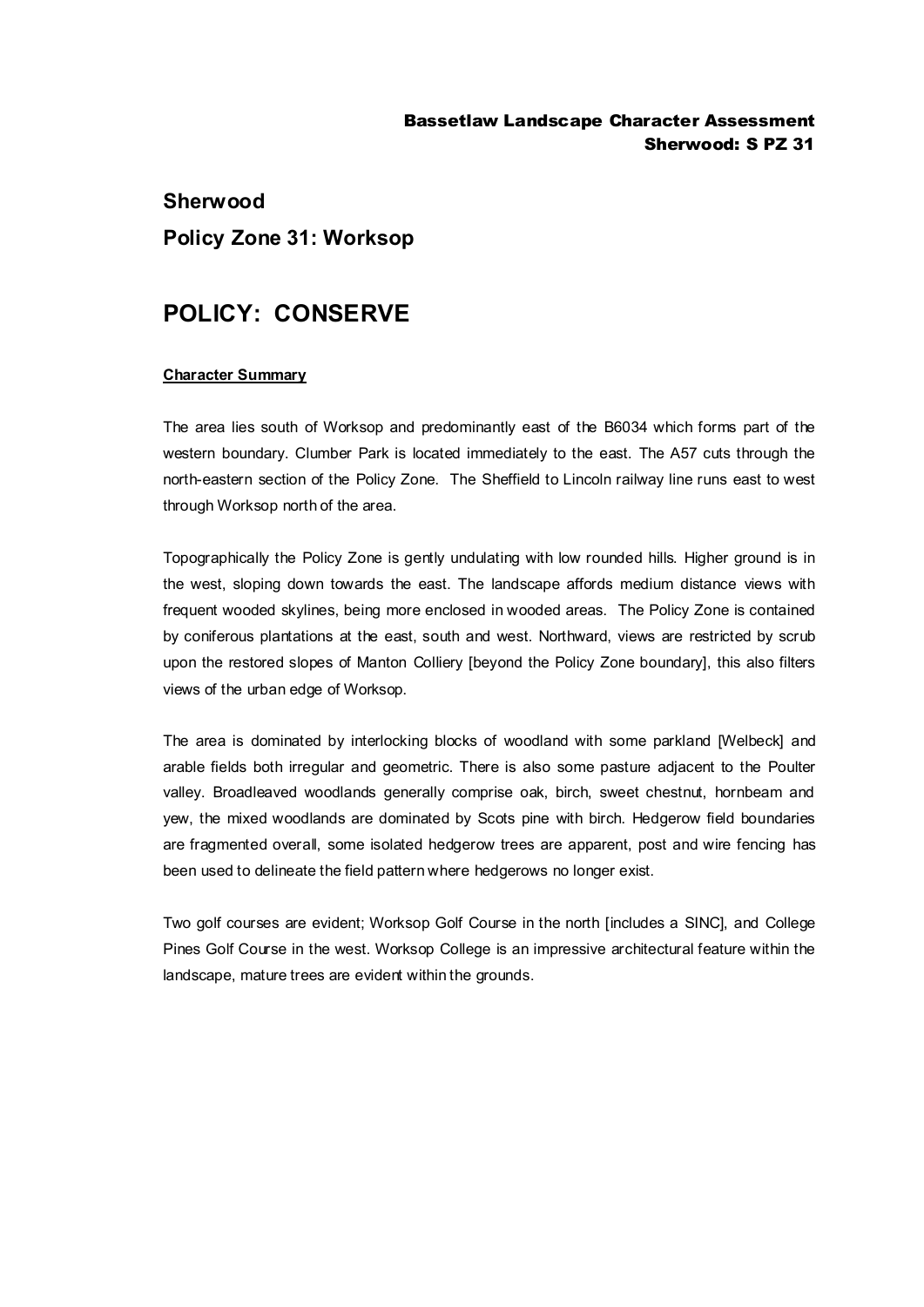# Sherwood

## Policy Zone 31: Worksop

# POLICY: CONSERVE

**Character Summary**

The area lies south of Worksop and predominantly east of the B6034 which forms part of the western boundary. Clumber Park is located immediately to the east. The A57 cuts through the north-eastern section of the Policy Zone. The Sheffield to Lincoln railway line runs east to west through Worksop north of the area.

Topographically the Policy Zone is gently undulating with low rounded hills. Higher ground is in the west, sloping down towards the east. The landscape affords medium distance views with frequent wooded skylines, being more enclosed in wooded areas. The Policy Zone is contained by coniferous plantations at the east, south and west. Northward, views are restricted by scrub upon the restored slopes of Manton Colliery [beyond the Policy Zone boundary], this also filters views of the urban edge of Worksop.

The area is dominated by interlocking blocks of woodland with some parkland [Welbeck] and arable fields both irregular and geometric. There is also some pasture adjacent to the Poulter valley. Broadleaved woodlands generally comprise oak, birch, sweet chestnut, hornbeam and yew, the mixed woodlands are dominated by Scots pine with birch. Hedgerow field boundaries are fragmented overall, some isolated hedgerow trees are apparent, post and wire fencing has been used to delineate the field pattern where hedgerows no longer exist.

Two golf courses are evident; Worksop Golf Course in the north [includes a SINC], and College Pines Golf Course in the west. Worksop College is an impressive architectural feature within the landscape, mature trees are evident within the grounds.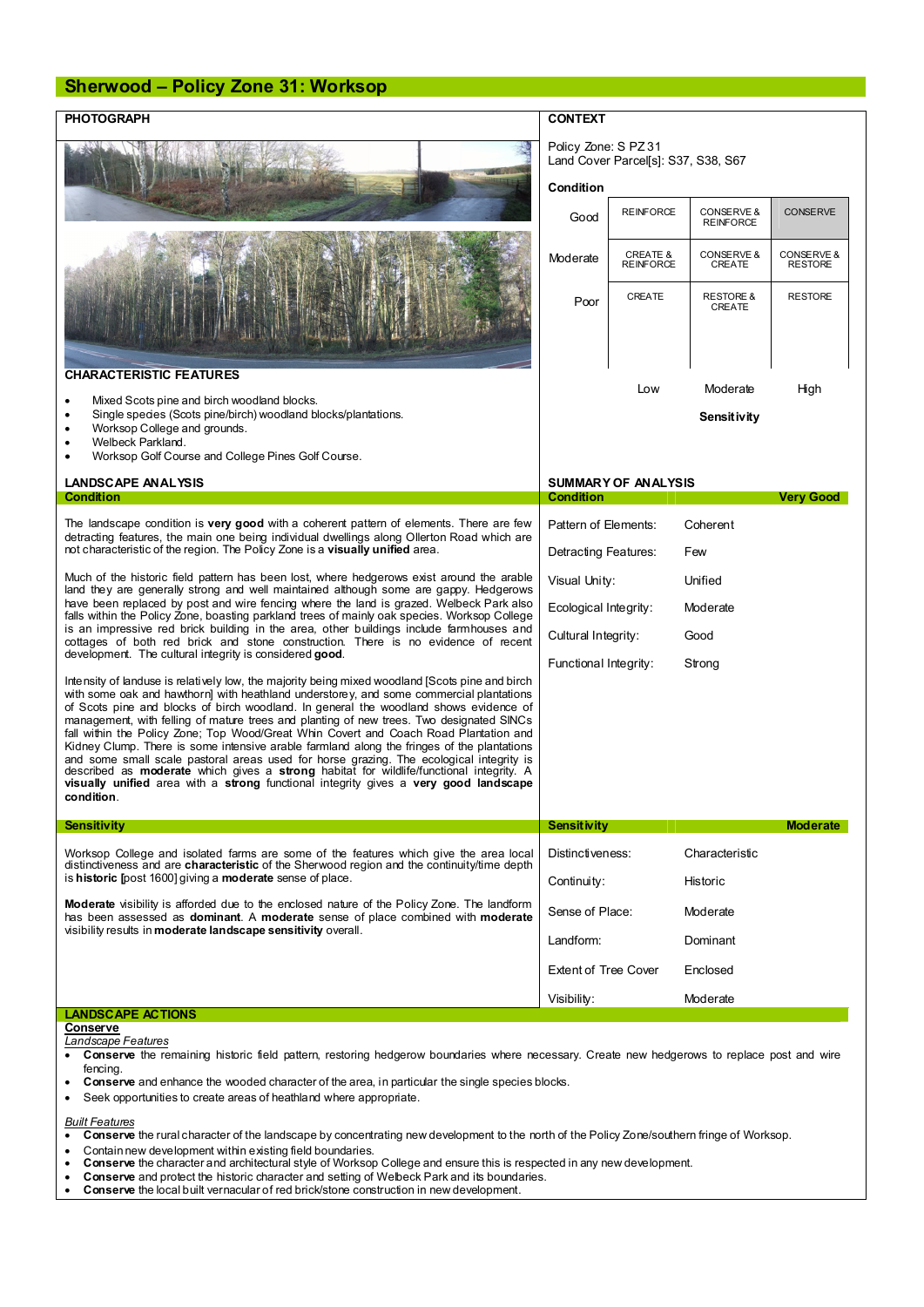# Sherwood – Policy Zone 31: Worksop

## PHOTOGRAPH

## CONTEXT

Policy Zone: S PZ31
Land Cover Parcel[s]: S37, S38, S67

**Condition**

| | | | |
|---|---|---|---|
| Good | REINFORCE | CONSERVE & REINFORCE | CONSERVE |
| Moderate | CREATE & REINFORCE | CONSERVE & CREATE | CONSERVE & RESTORE |
| Poor | CREATE | RESTORE & CREATE | RESTORE |
| | Low | Moderate | High |

**Sensitivity**

## CHARACTERISTIC FEATURES

- Mixed Scots pine and birch woodland blocks.
- Single species (Scots pine/birch) woodland blocks/plantations.
- Worksop College and grounds.
- Welbeck Parkland.
- Worksop Golf Course and College Pines Golf Course.

## LANDSCAPE ANALYSIS

### Condition

The landscape condition is **very good** with a coherent pattern of elements. There are few detracting features, the main one being individual dwellings along Ollerton Road which are not characteristic of the region. The Policy Zone is a **visually unified** area.

Much of the historic field pattern has been lost, where hedgerows exist around the arable land they are generally strong and well maintained although some are gappy. Hedgerows have been replaced by post and wire fencing where the land is grazed. Welbeck Park also falls within the Policy Zone, boasting parkland trees of mainly oak species. Worksop College is an impressive red brick building in the area, other buildings include farmhouses and cottages of both red brick and stone construction. There is no evidence of recent development. The cultural integrity is considered **good**.

Intensity of landuse is relatively low, the majority being mixed woodland [Scots pine and birch with some oak and hawthorn] with heathland understorey, and some commercial plantations of Scots pine and blocks of birch woodland. In general the woodland shows evidence of management, with felling of mature trees and planting of new trees. Two designated SINCs fall within the Policy Zone; Top Wood/Great Whin Covert and Coach Road Plantation and Kidney Clump. There is some intensive arable farmland along the fringes of the plantations and some small scale pastoral areas used for horse grazing. The ecological integrity is described as **moderate** which gives a **strong** habitat for wildlife/functional integrity. A **visually unified** area with a **strong** functional integrity gives a **very good landscape condition**.

## SUMMARY OF ANALYSIS

| Condition | Very Good |
|---|---|
| Pattern of Elements: | Coherent |
| Detracting Features: | Few |
| Visual Unity: | Unified |
| Ecological Integrity: | Moderate |
| Cultural Integrity: | Good |
| Functional Integrity: | Strong |

### Sensitivity

Worksop College and isolated farms are some of the features which give the area local distinctiveness and are **characteristic** of the Sherwood region and the continuity/time depth is **historic** [post 1600] giving a **moderate** sense of place.

**Moderate** visibility is afforded due to the enclosed nature of the Policy Zone. The landform has been assessed as **dominant**. A **moderate** sense of place combined with **moderate** visibility results in **moderate landscape sensitivity** overall.

| Sensitivity | Moderate |
|---|---|
| Distinctiveness: | Characteristic |
| Continuity: | Historic |
| Sense of Place: | Moderate |
| Landform: | Dominant |
| Extent of Tree Cover | Enclosed |
| Visibility: | Moderate |

## LANDSCAPE ACTIONS

### Conserve

*Landscape Features*

- **Conserve** the remaining historic field pattern, restoring hedgerow boundaries where necessary. Create new hedgerows to replace post and wire fencing.
- **Conserve** and enhance the wooded character of the area, in particular the single species blocks.
- Seek opportunities to create areas of heathland where appropriate.

*Built Features*

- **Conserve** the rural character of the landscape by concentrating new development to the north of the Policy Zone/southern fringe of Worksop.
- Contain new development within existing field boundaries.
- **Conserve** the character and architectural style of Worksop College and ensure this is respected in any new development.
- **Conserve** and protect the historic character and setting of Welbeck Park and its boundaries.
- **Conserve** the local built vernacular of red brick/stone construction in new development.